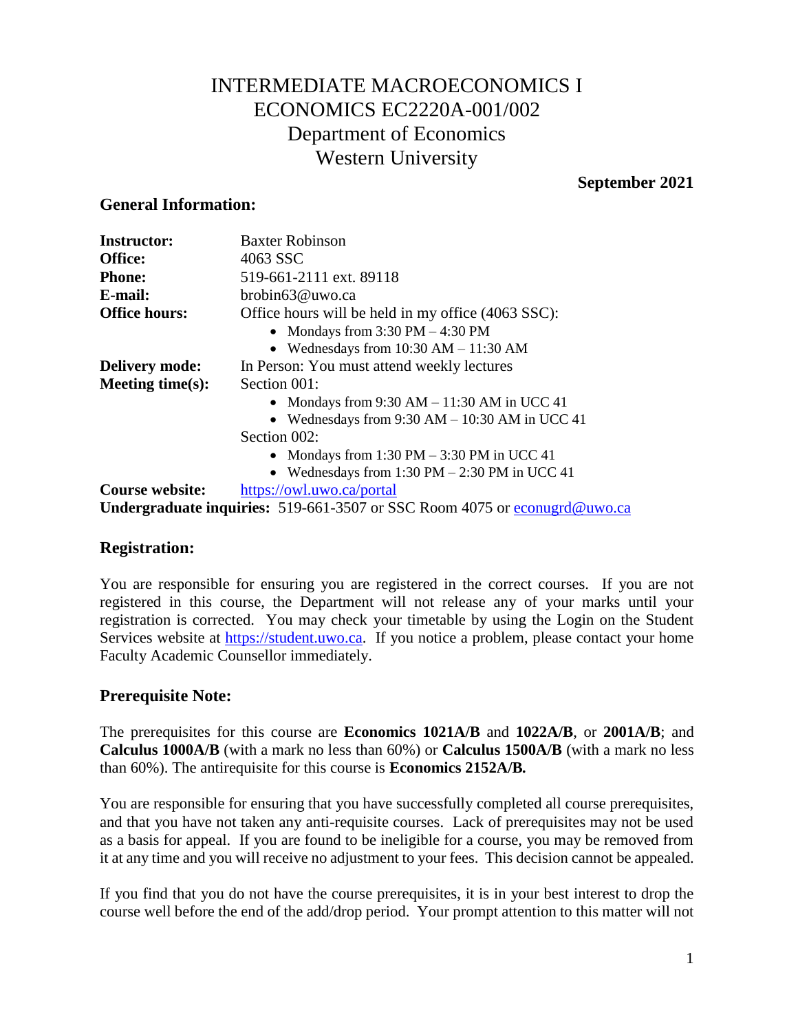# INTERMEDIATE MACROECONOMICS I
# ECONOMICS EC2220A-001/002
# Department of Economics
# Western University

**September 2021**

## General Information:

**Instructor:** Baxter Robinson
**Office:** 4063 SSC
**Phone:** 519-661-2111 ext. 89118
**E-mail:** brobin63@uwo.ca
**Office hours:** Office hours will be held in my office (4063 SSC):
- Mondays from 3:30 PM – 4:30 PM
- Wednesdays from 10:30 AM – 11:30 AM

**Delivery mode:** In Person: You must attend weekly lectures
**Meeting time(s):** Section 001:
- Mondays from 9:30 AM – 11:30 AM in UCC 41
- Wednesdays from 9:30 AM – 10:30 AM in UCC 41

Section 002:
- Mondays from 1:30 PM – 3:30 PM in UCC 41
- Wednesdays from 1:30 PM – 2:30 PM in UCC 41

**Course website:** https://owl.uwo.ca/portal
**Undergraduate inquiries:** 519-661-3507 or SSC Room 4075 or econugrd@uwo.ca

## Registration:

You are responsible for ensuring you are registered in the correct courses. If you are not registered in this course, the Department will not release any of your marks until your registration is corrected. You may check your timetable by using the Login on the Student Services website at https://student.uwo.ca. If you notice a problem, please contact your home Faculty Academic Counsellor immediately.

## Prerequisite Note:

The prerequisites for this course are **Economics 1021A/B** and **1022A/B**, or **2001A/B**; and **Calculus 1000A/B** (with a mark no less than 60%) or **Calculus 1500A/B** (with a mark no less than 60%). The antirequisite for this course is **Economics 2152A/B.**

You are responsible for ensuring that you have successfully completed all course prerequisites, and that you have not taken any anti-requisite courses. Lack of prerequisites may not be used as a basis for appeal. If you are found to be ineligible for a course, you may be removed from it at any time and you will receive no adjustment to your fees. This decision cannot be appealed.

If you find that you do not have the course prerequisites, it is in your best interest to drop the course well before the end of the add/drop period. Your prompt attention to this matter will not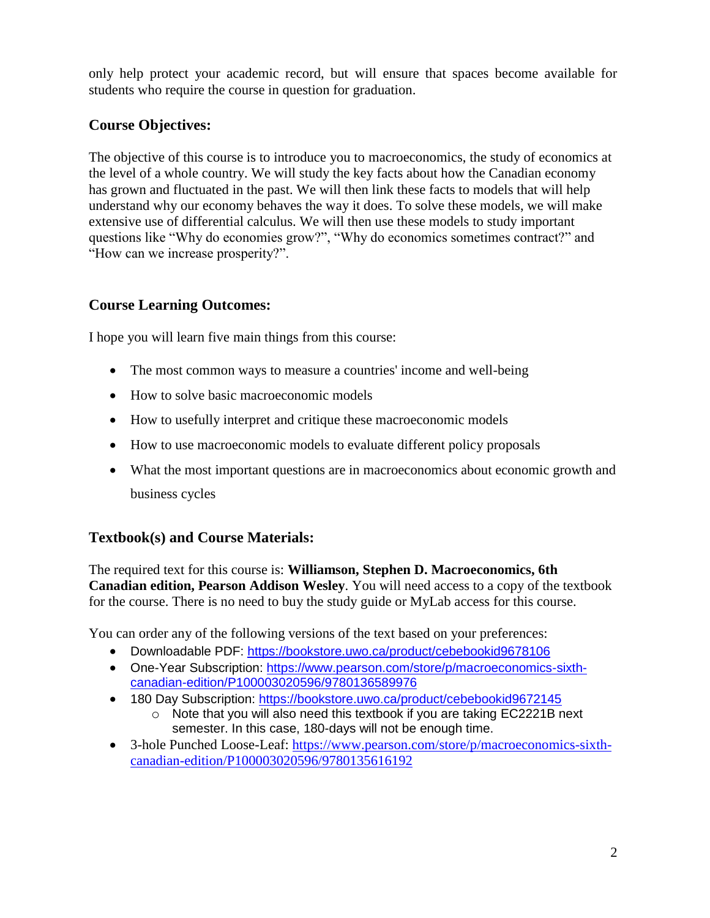only help protect your academic record, but will ensure that spaces become available for students who require the course in question for graduation.

## Course Objectives:

The objective of this course is to introduce you to macroeconomics, the study of economics at the level of a whole country. We will study the key facts about how the Canadian economy has grown and fluctuated in the past. We will then link these facts to models that will help understand why our economy behaves the way it does. To solve these models, we will make extensive use of differential calculus. We will then use these models to study important questions like "Why do economies grow?", "Why do economics sometimes contract?" and "How can we increase prosperity?".

## Course Learning Outcomes:

I hope you will learn five main things from this course:

- The most common ways to measure a countries' income and well-being
- How to solve basic macroeconomic models
- How to usefully interpret and critique these macroeconomic models
- How to use macroeconomic models to evaluate different policy proposals
- What the most important questions are in macroeconomics about economic growth and business cycles

## Textbook(s) and Course Materials:

The required text for this course is: **Williamson, Stephen D. Macroeconomics, 6th Canadian edition, Pearson Addison Wesley**. You will need access to a copy of the textbook for the course. There is no need to buy the study guide or MyLab access for this course.

You can order any of the following versions of the text based on your preferences:

- Downloadable PDF: https://bookstore.uwo.ca/product/cebebookid9678106
- One-Year Subscription: https://www.pearson.com/store/p/macroeconomics-sixth-canadian-edition/P100003020596/9780136589976
- 180 Day Subscription: https://bookstore.uwo.ca/product/cebebookid9672145
  - Note that you will also need this textbook if you are taking EC2221B next semester. In this case, 180-days will not be enough time.
- 3-hole Punched Loose-Leaf: https://www.pearson.com/store/p/macroeconomics-sixth-canadian-edition/P100003020596/9780135616192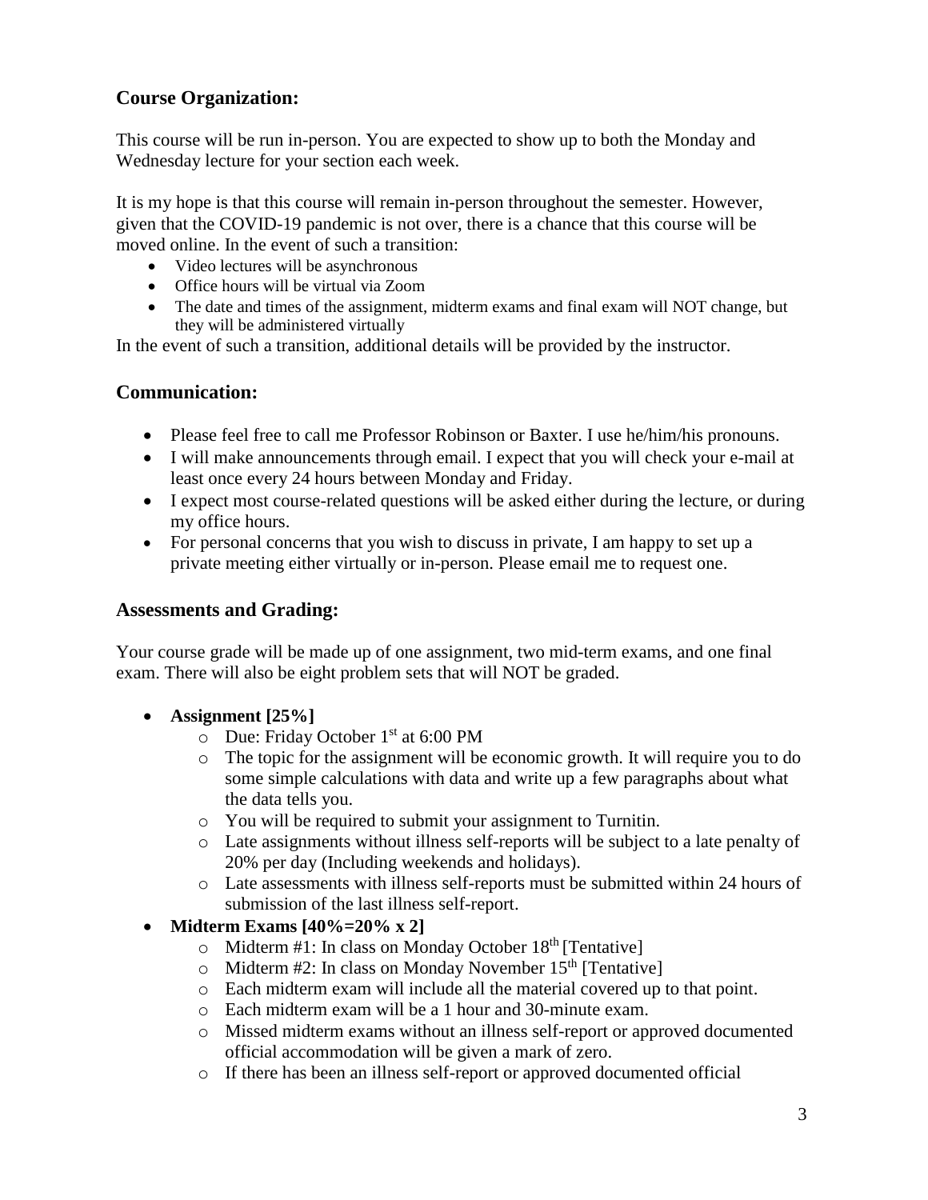## Course Organization:

This course will be run in-person. You are expected to show up to both the Monday and Wednesday lecture for your section each week.

It is my hope is that this course will remain in-person throughout the semester. However, given that the COVID-19 pandemic is not over, there is a chance that this course will be moved online. In the event of such a transition:

- Video lectures will be asynchronous
- Office hours will be virtual via Zoom
- The date and times of the assignment, midterm exams and final exam will NOT change, but they will be administered virtually

In the event of such a transition, additional details will be provided by the instructor.

## Communication:

- Please feel free to call me Professor Robinson or Baxter. I use he/him/his pronouns.
- I will make announcements through email. I expect that you will check your e-mail at least once every 24 hours between Monday and Friday.
- I expect most course-related questions will be asked either during the lecture, or during my office hours.
- For personal concerns that you wish to discuss in private, I am happy to set up a private meeting either virtually or in-person. Please email me to request one.

## Assessments and Grading:

Your course grade will be made up of one assignment, two mid-term exams, and one final exam. There will also be eight problem sets that will NOT be graded.

- **Assignment [25%]**
    - Due: Friday October 1st at 6:00 PM
    - The topic for the assignment will be economic growth. It will require you to do some simple calculations with data and write up a few paragraphs about what the data tells you.
    - You will be required to submit your assignment to Turnitin.
    - Late assignments without illness self-reports will be subject to a late penalty of 20% per day (Including weekends and holidays).
    - Late assessments with illness self-reports must be submitted within 24 hours of submission of the last illness self-report.
- **Midterm Exams [40%=20% x 2]**
    - Midterm #1: In class on Monday October 18th [Tentative]
    - Midterm #2: In class on Monday November 15th [Tentative]
    - Each midterm exam will include all the material covered up to that point.
    - Each midterm exam will be a 1 hour and 30-minute exam.
    - Missed midterm exams without an illness self-report or approved documented official accommodation will be given a mark of zero.
    - If there has been an illness self-report or approved documented official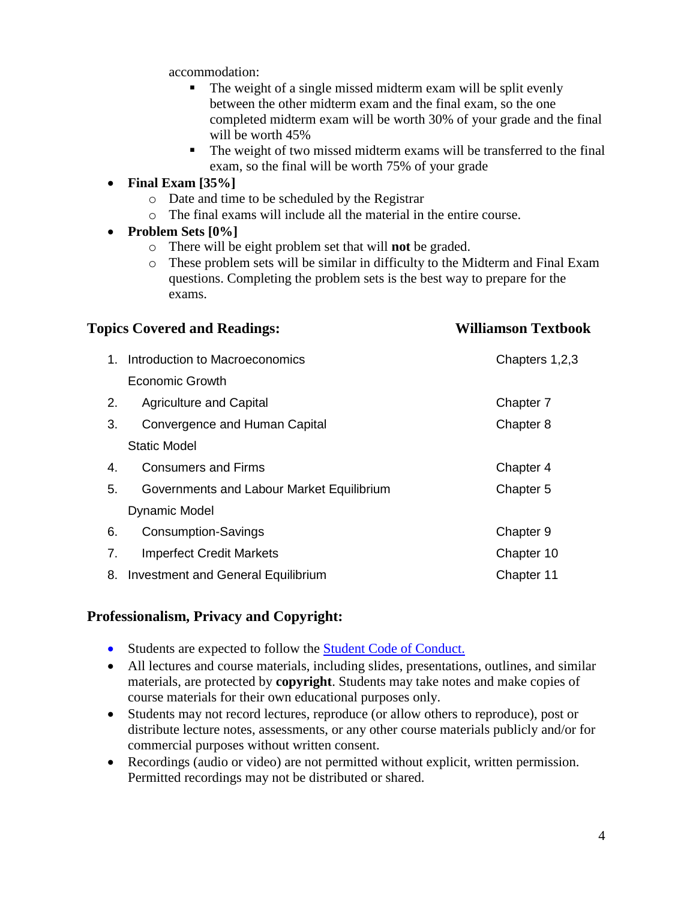accommodation:

  - The weight of a single missed midterm exam will be split evenly between the other midterm exam and the final exam, so the one completed midterm exam will be worth 30% of your grade and the final will be worth 45%
  - The weight of two missed midterm exams will be transferred to the final exam, so the final will be worth 75% of your grade

- **Final Exam [35%]**
  - Date and time to be scheduled by the Registrar
  - The final exams will include all the material in the entire course.
- **Problem Sets [0%]**
  - There will be eight problem set that will **not** be graded.
  - These problem sets will be similar in difficulty to the Midterm and Final Exam questions. Completing the problem sets is the best way to prepare for the exams.

## Topics Covered and Readings:

| Topics Covered and Readings | Williamson Textbook |
|---|---|
| 1. Introduction to Macroeconomics | Chapters 1,2,3 |
| Economic Growth | |
| 2. Agriculture and Capital | Chapter 7 |
| 3. Convergence and Human Capital | Chapter 8 |
| Static Model | |
| 4. Consumers and Firms | Chapter 4 |
| 5. Governments and Labour Market Equilibrium | Chapter 5 |
| Dynamic Model | |
| 6. Consumption-Savings | Chapter 9 |
| 7. Imperfect Credit Markets | Chapter 10 |
| 8. Investment and General Equilibrium | Chapter 11 |

## Professionalism, Privacy and Copyright:

- Students are expected to follow the [Student Code of Conduct.]
- All lectures and course materials, including slides, presentations, outlines, and similar materials, are protected by **copyright**. Students may take notes and make copies of course materials for their own educational purposes only.
- Students may not record lectures, reproduce (or allow others to reproduce), post or distribute lecture notes, assessments, or any other course materials publicly and/or for commercial purposes without written consent.
- Recordings (audio or video) are not permitted without explicit, written permission. Permitted recordings may not be distributed or shared.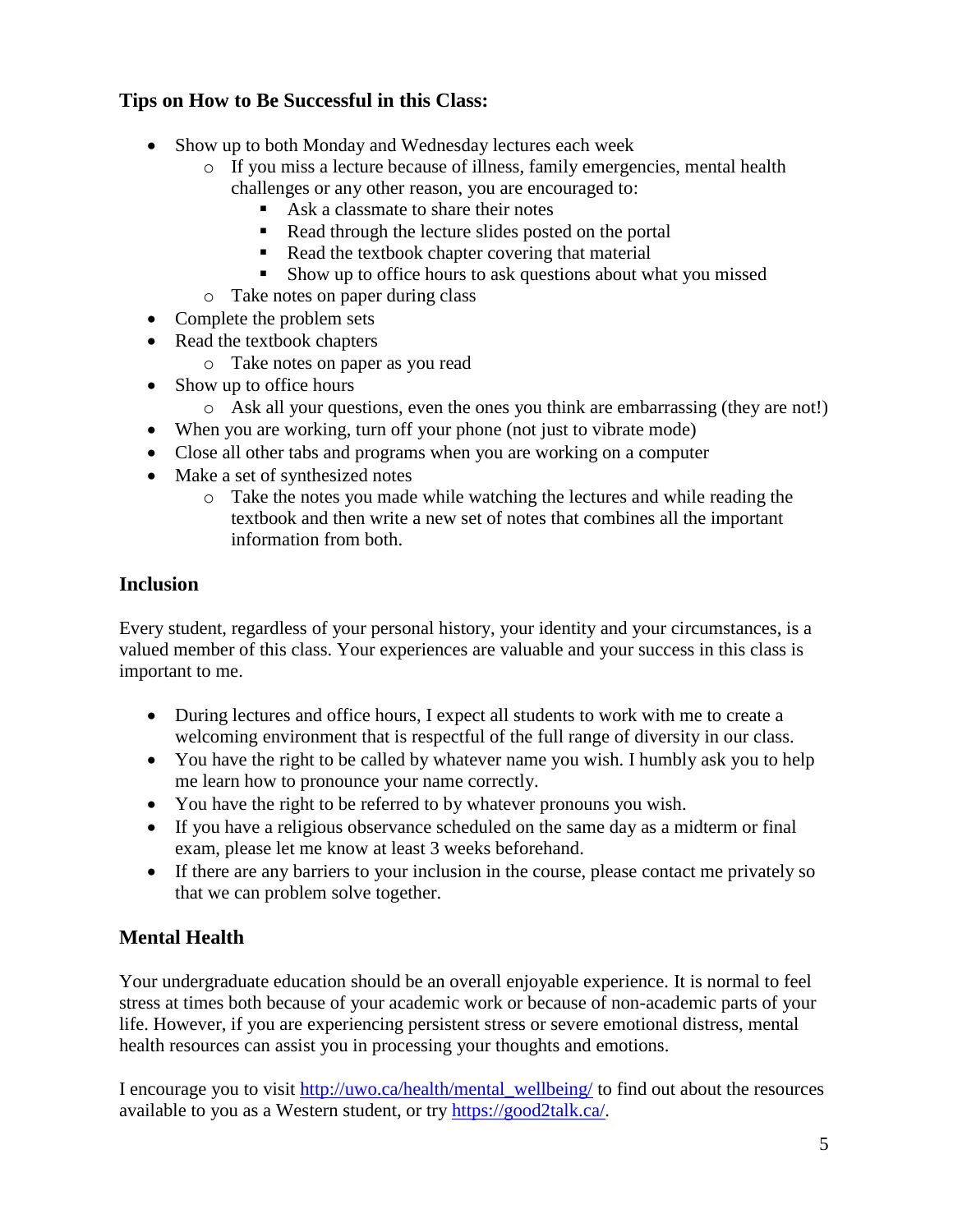### Tips on How to Be Successful in this Class:

- Show up to both Monday and Wednesday lectures each week
  - If you miss a lecture because of illness, family emergencies, mental health challenges or any other reason, you are encouraged to:
    - Ask a classmate to share their notes
    - Read through the lecture slides posted on the portal
    - Read the textbook chapter covering that material
    - Show up to office hours to ask questions about what you missed
  - Take notes on paper during class
- Complete the problem sets
- Read the textbook chapters
  - Take notes on paper as you read
- Show up to office hours
  - Ask all your questions, even the ones you think are embarrassing (they are not!)
- When you are working, turn off your phone (not just to vibrate mode)
- Close all other tabs and programs when you are working on a computer
- Make a set of synthesized notes
  - Take the notes you made while watching the lectures and while reading the textbook and then write a new set of notes that combines all the important information from both.

### Inclusion

Every student, regardless of your personal history, your identity and your circumstances, is a valued member of this class. Your experiences are valuable and your success in this class is important to me.

- During lectures and office hours, I expect all students to work with me to create a welcoming environment that is respectful of the full range of diversity in our class.
- You have the right to be called by whatever name you wish. I humbly ask you to help me learn how to pronounce your name correctly.
- You have the right to be referred to by whatever pronouns you wish.
- If you have a religious observance scheduled on the same day as a midterm or final exam, please let me know at least 3 weeks beforehand.
- If there are any barriers to your inclusion in the course, please contact me privately so that we can problem solve together.

### Mental Health

Your undergraduate education should be an overall enjoyable experience. It is normal to feel stress at times both because of your academic work or because of non-academic parts of your life. However, if you are experiencing persistent stress or severe emotional distress, mental health resources can assist you in processing your thoughts and emotions.

I encourage you to visit http://uwo.ca/health/mental_wellbeing/ to find out about the resources available to you as a Western student, or try https://good2talk.ca/.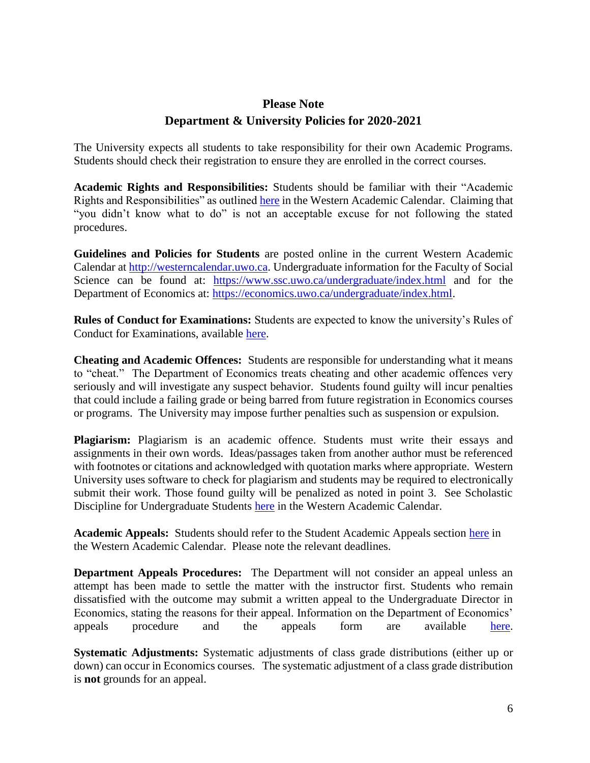## Please Note
## Department & University Policies for 2020-2021

The University expects all students to take responsibility for their own Academic Programs. Students should check their registration to ensure they are enrolled in the correct courses.

**Academic Rights and Responsibilities:** Students should be familiar with their "Academic Rights and Responsibilities" as outlined here in the Western Academic Calendar. Claiming that "you didn't know what to do" is not an acceptable excuse for not following the stated procedures.

**Guidelines and Policies for Students** are posted online in the current Western Academic Calendar at http://westerncalendar.uwo.ca. Undergraduate information for the Faculty of Social Science can be found at: https://www.ssc.uwo.ca/undergraduate/index.html and for the Department of Economics at: https://economics.uwo.ca/undergraduate/index.html.

**Rules of Conduct for Examinations:** Students are expected to know the university's Rules of Conduct for Examinations, available here.

**Cheating and Academic Offences:** Students are responsible for understanding what it means to "cheat." The Department of Economics treats cheating and other academic offences very seriously and will investigate any suspect behavior. Students found guilty will incur penalties that could include a failing grade or being barred from future registration in Economics courses or programs. The University may impose further penalties such as suspension or expulsion.

**Plagiarism:** Plagiarism is an academic offence. Students must write their essays and assignments in their own words. Ideas/passages taken from another author must be referenced with footnotes or citations and acknowledged with quotation marks where appropriate. Western University uses software to check for plagiarism and students may be required to electronically submit their work. Those found guilty will be penalized as noted in point 3. See Scholastic Discipline for Undergraduate Students here in the Western Academic Calendar.

**Academic Appeals:** Students should refer to the Student Academic Appeals section here in the Western Academic Calendar. Please note the relevant deadlines.

**Department Appeals Procedures:** The Department will not consider an appeal unless an attempt has been made to settle the matter with the instructor first. Students who remain dissatisfied with the outcome may submit a written appeal to the Undergraduate Director in Economics, stating the reasons for their appeal. Information on the Department of Economics' appeals procedure and the appeals form are available here.

**Systematic Adjustments:** Systematic adjustments of class grade distributions (either up or down) can occur in Economics courses. The systematic adjustment of a class grade distribution is **not** grounds for an appeal.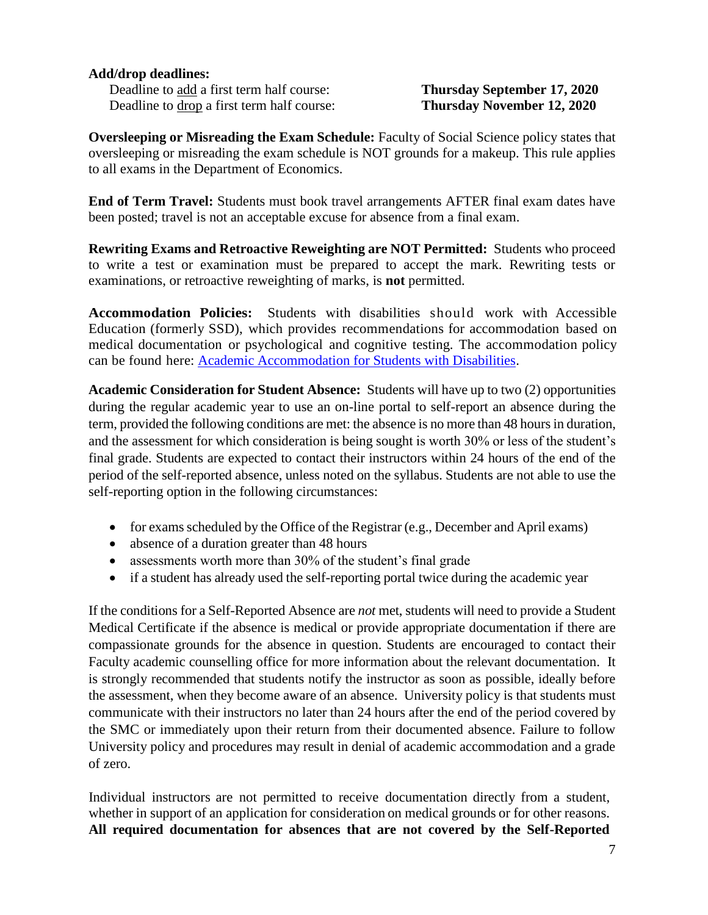**Add/drop deadlines:**

Deadline to add a first term half course: **Thursday September 17, 2020**
Deadline to drop a first term half course: **Thursday November 12, 2020**

**Oversleeping or Misreading the Exam Schedule:** Faculty of Social Science policy states that oversleeping or misreading the exam schedule is NOT grounds for a makeup. This rule applies to all exams in the Department of Economics.

**End of Term Travel:** Students must book travel arrangements AFTER final exam dates have been posted; travel is not an acceptable excuse for absence from a final exam.

**Rewriting Exams and Retroactive Reweighting are NOT Permitted:** Students who proceed to write a test or examination must be prepared to accept the mark. Rewriting tests or examinations, or retroactive reweighting of marks, is **not** permitted.

**Accommodation Policies:** Students with disabilities should work with Accessible Education (formerly SSD), which provides recommendations for accommodation based on medical documentation or psychological and cognitive testing. The accommodation policy can be found here: [Academic Accommodation for Students with Disabilities](Academic Accommodation for Students with Disabilities).

**Academic Consideration for Student Absence:** Students will have up to two (2) opportunities during the regular academic year to use an on-line portal to self-report an absence during the term, provided the following conditions are met: the absence is no more than 48 hours in duration, and the assessment for which consideration is being sought is worth 30% or less of the student's final grade. Students are expected to contact their instructors within 24 hours of the end of the period of the self-reported absence, unless noted on the syllabus. Students are not able to use the self-reporting option in the following circumstances:

- for exams scheduled by the Office of the Registrar (e.g., December and April exams)
- absence of a duration greater than 48 hours
- assessments worth more than 30% of the student's final grade
- if a student has already used the self-reporting portal twice during the academic year

If the conditions for a Self-Reported Absence are *not* met, students will need to provide a Student Medical Certificate if the absence is medical or provide appropriate documentation if there are compassionate grounds for the absence in question. Students are encouraged to contact their Faculty academic counselling office for more information about the relevant documentation. It is strongly recommended that students notify the instructor as soon as possible, ideally before the assessment, when they become aware of an absence. University policy is that students must communicate with their instructors no later than 24 hours after the end of the period covered by the SMC or immediately upon their return from their documented absence. Failure to follow University policy and procedures may result in denial of academic accommodation and a grade of zero.

Individual instructors are not permitted to receive documentation directly from a student, whether in support of an application for consideration on medical grounds or for other reasons. **All required documentation for absences that are not covered by the Self-Reported**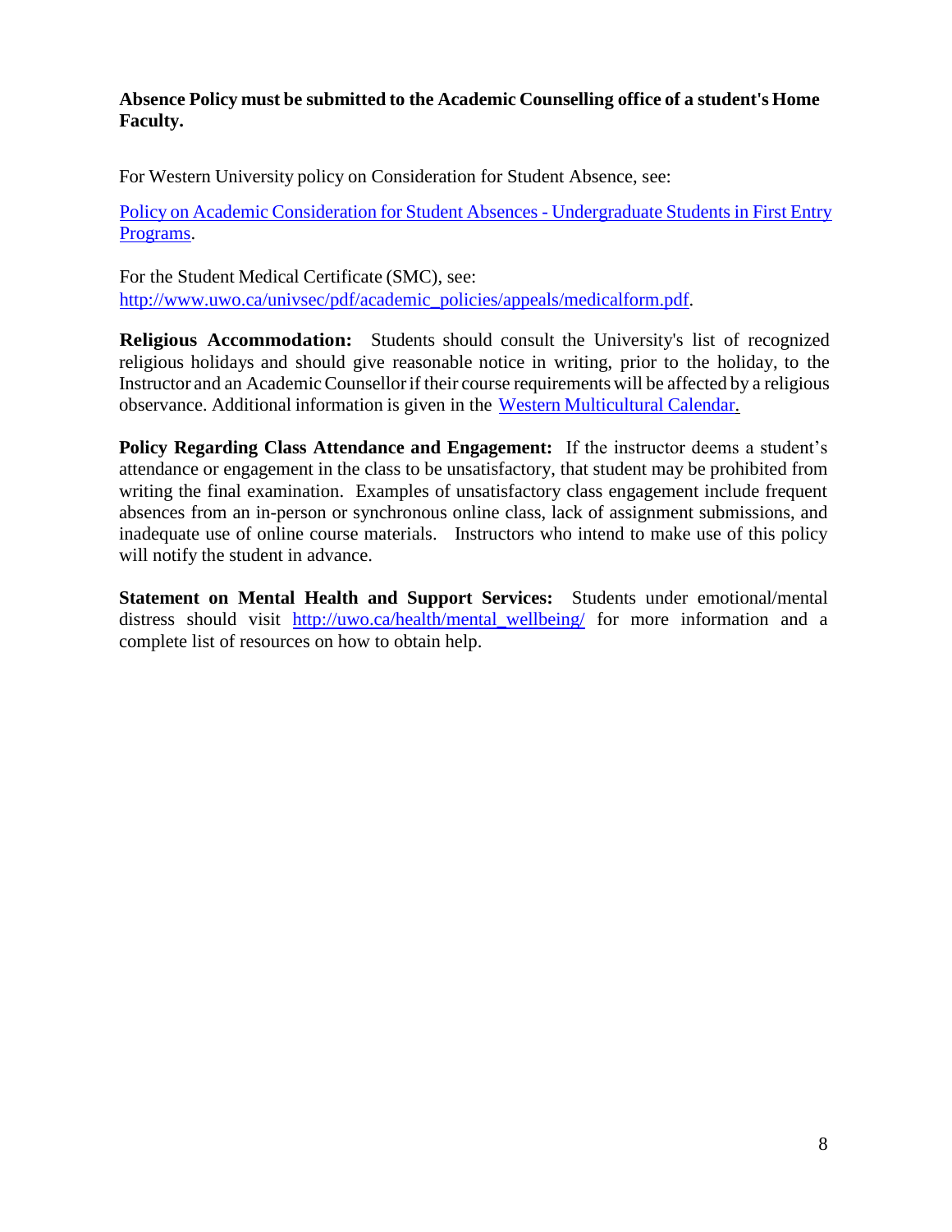**Absence Policy must be submitted to the Academic Counselling office of a student's Home Faculty.**

For Western University policy on Consideration for Student Absence, see:

Policy on Academic Consideration for Student Absences - Undergraduate Students in First Entry Programs.

For the Student Medical Certificate (SMC), see: http://www.uwo.ca/univsec/pdf/academic_policies/appeals/medicalform.pdf.

**Religious Accommodation:** Students should consult the University's list of recognized religious holidays and should give reasonable notice in writing, prior to the holiday, to the Instructor and an Academic Counsellor if their course requirements will be affected by a religious observance. Additional information is given in the Western Multicultural Calendar.

**Policy Regarding Class Attendance and Engagement:** If the instructor deems a student's attendance or engagement in the class to be unsatisfactory, that student may be prohibited from writing the final examination. Examples of unsatisfactory class engagement include frequent absences from an in-person or synchronous online class, lack of assignment submissions, and inadequate use of online course materials. Instructors who intend to make use of this policy will notify the student in advance.

**Statement on Mental Health and Support Services:** Students under emotional/mental distress should visit http://uwo.ca/health/mental_wellbeing/ for more information and a complete list of resources on how to obtain help.